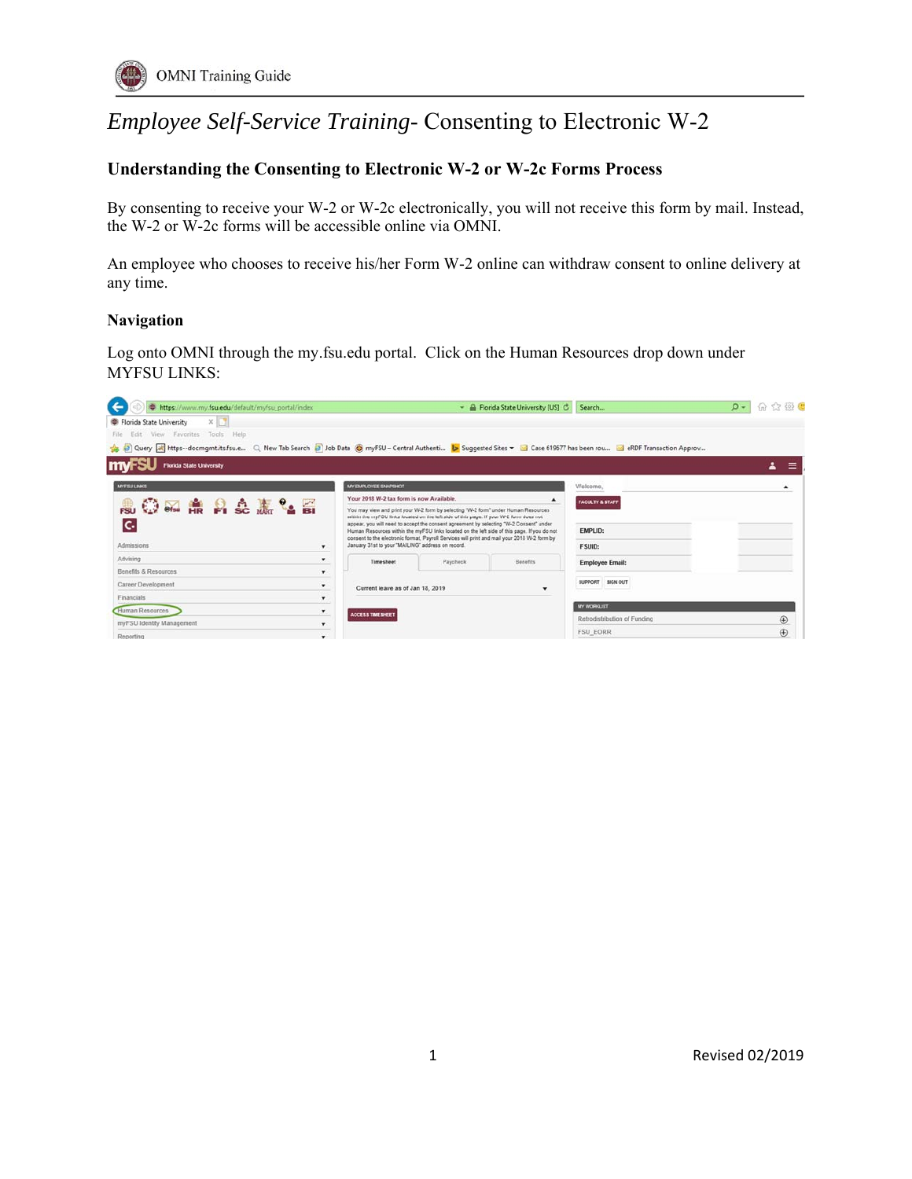# *Employee Self-Service Training-* Consenting to Electronic W-2

## Understanding the Consenting to Electronic W-2 or W-2c Forms Process

By consenting to receive your W-2 or W-2c electronically, you will not receive this form by mail. Instead, the W-2 or W-2c forms will be accessible online via OMNI.

An employee who chooses to receive his/her Form W-2 online can withdraw consent to online delivery at any time.

## Navigation

Log onto OMNI through the my.fsu.edu portal. Click on the Human Resources drop down under MYFSU LINKS: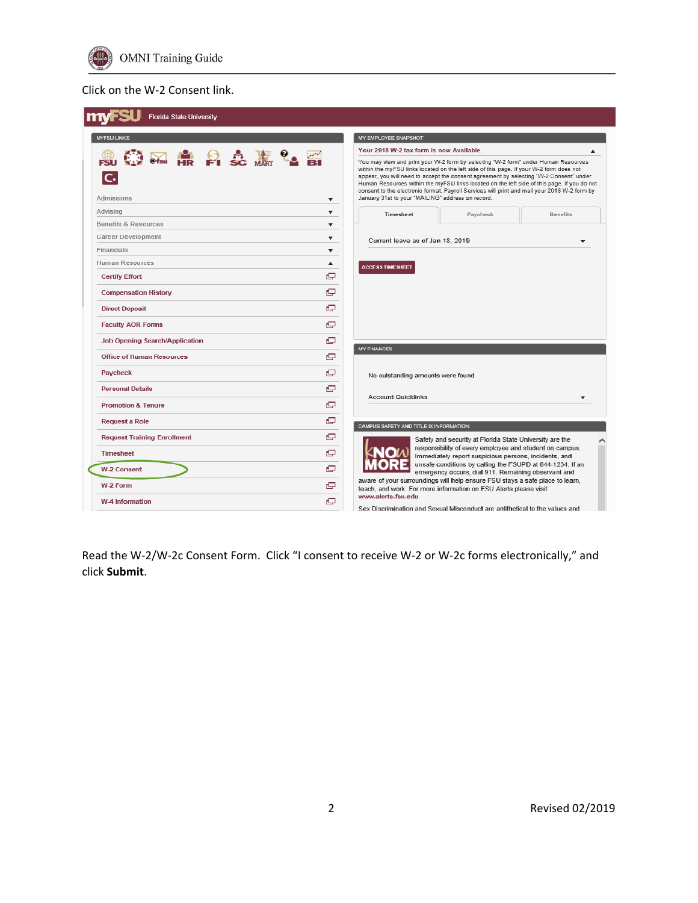Click on the W-2 Consent link.

myFSU Florida State University

MYFSU LINKS

Admissions
Advising
Benefits & Resources
Career Development
Financials
Human Resources

- Certify Effort
- Compensation History
- Direct Deposit
- Faculty AOR Forms
- Job Opening Search/Application
- Office of Human Resources
- Paycheck
- Personal Details
- Promotion & Tenure
- Request a Role
- Request Training Enrollment
- Timesheet
- W-2 Consent
- W-2 Form
- W-4 Information

MY EMPLOYEE SNAPSHOT

Your 2018 W-2 tax form is now Available.

You may view and print your W-2 form by selecting "W-2 form" under Human Resources within the myFSU links located on the left side of this page. If your W-2 form does not appear, you will need to accept the consent agreement by selecting "W-2 Consent" under Human Resources within the myFSU links located on the left side of this page. If you do not consent to the electronic format, Payroll Services will print and mail your 2018 W-2 form by January 31st to your "MAILING" address on record.

Timesheet | Paycheck | Benefits

Current leave as of Jan 18, 2019

ACCESS TIMESHEET

MY FINANCES

No outstanding amounts were found.

Account Quicklinks

CAMPUS SAFETY AND TITLE IX INFORMATION

Safety and security at Florida State University are the responsibility of every employee and student on campus. Immediately report suspicious persons, incidents, and unsafe conditions by calling the FSUPD at 644-1234. If an emergency occurs, dial 911. Remaining observant and aware of your surroundings will help ensure FSU stays a safe place to learn, teach, and work. For more information on FSU Alerts please visit: www.alerts.fsu.edu

Sex Discrimination and Sexual Misconduct are antithetical to the values and

Read the W-2/W-2c Consent Form. Click "I consent to receive W-2 or W-2c forms electronically," and click **Submit**.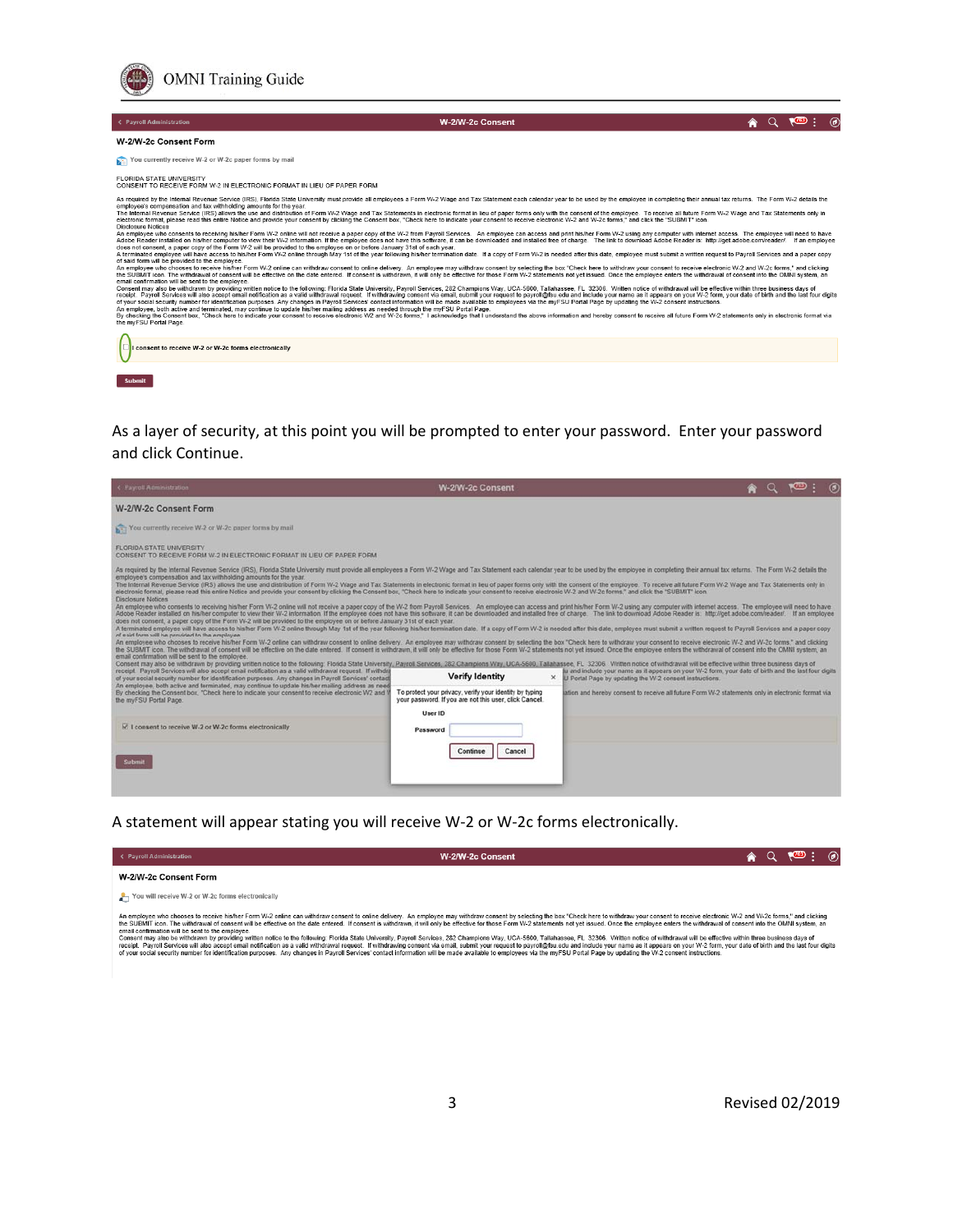As a layer of security, at this point you will be prompted to enter your password. Enter your password and click Continue.

A statement will appear stating you will receive W-2 or W-2c forms electronically.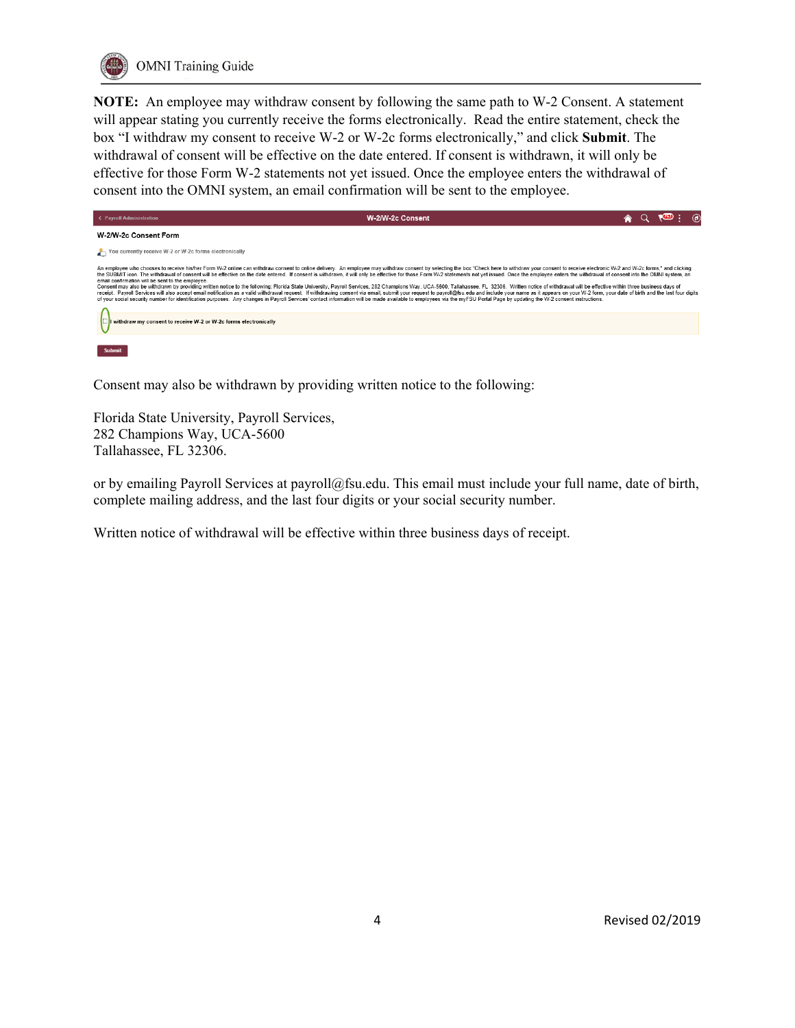**NOTE:** An employee may withdraw consent by following the same path to W-2 Consent. A statement will appear stating you currently receive the forms electronically. Read the entire statement, check the box "I withdraw my consent to receive W-2 or W-2c forms electronically," and click **Submit**. The withdrawal of consent will be effective on the date entered. If consent is withdrawn, it will only be effective for those Form W-2 statements not yet issued. Once the employee enters the withdrawal of consent into the OMNI system, an email confirmation will be sent to the employee.

Payroll Administration

W-2/W-2c Consent

**W-2/W-2c Consent Form**

You currently receive W-2 or W-2c forms electronically

An employee who chooses to receive his/her Form W-2 online can withdraw consent to online delivery. An employee may withdraw consent by selecting the box "Check here to withdraw your consent to receive electronic W-2 and W-2c forms." and clicking the SUBMIT icon. The withdrawal of consent will be effective on the date entered. If consent is withdrawn, it will only be effective for those Form W-2 statements not yet issued. Once the employee enters the withdrawal of consent into the OMNI system, an email confirmation will be sent to the employee.
Consent may also be withdrawn by providing written notice to the following: Florida State University, Payroll Services, 282 Champions Way, UCA-5600, Tallahassee, FL 32306. Written notice of withdrawal will be effective within three business days of receipt. Payroll Services will also accept email notification as a valid withdrawal request. If withdrawing consent via email, submit your request to payroll@fsu.edu and include your name as it appears on your W-2 form, your date of birth and the last four digits of your social security number for identification purposes. Any changes in Payroll Services' contact information will be made available to employees via the myFSU Portal Page by updating the W-2 consent instructions.

☐ I withdraw my consent to receive W-2 or W-2c forms electronically

Submit

Consent may also be withdrawn by providing written notice to the following:

Florida State University, Payroll Services,
282 Champions Way, UCA-5600
Tallahassee, FL 32306.

or by emailing Payroll Services at payroll@fsu.edu. This email must include your full name, date of birth, complete mailing address, and the last four digits or your social security number.

Written notice of withdrawal will be effective within three business days of receipt.